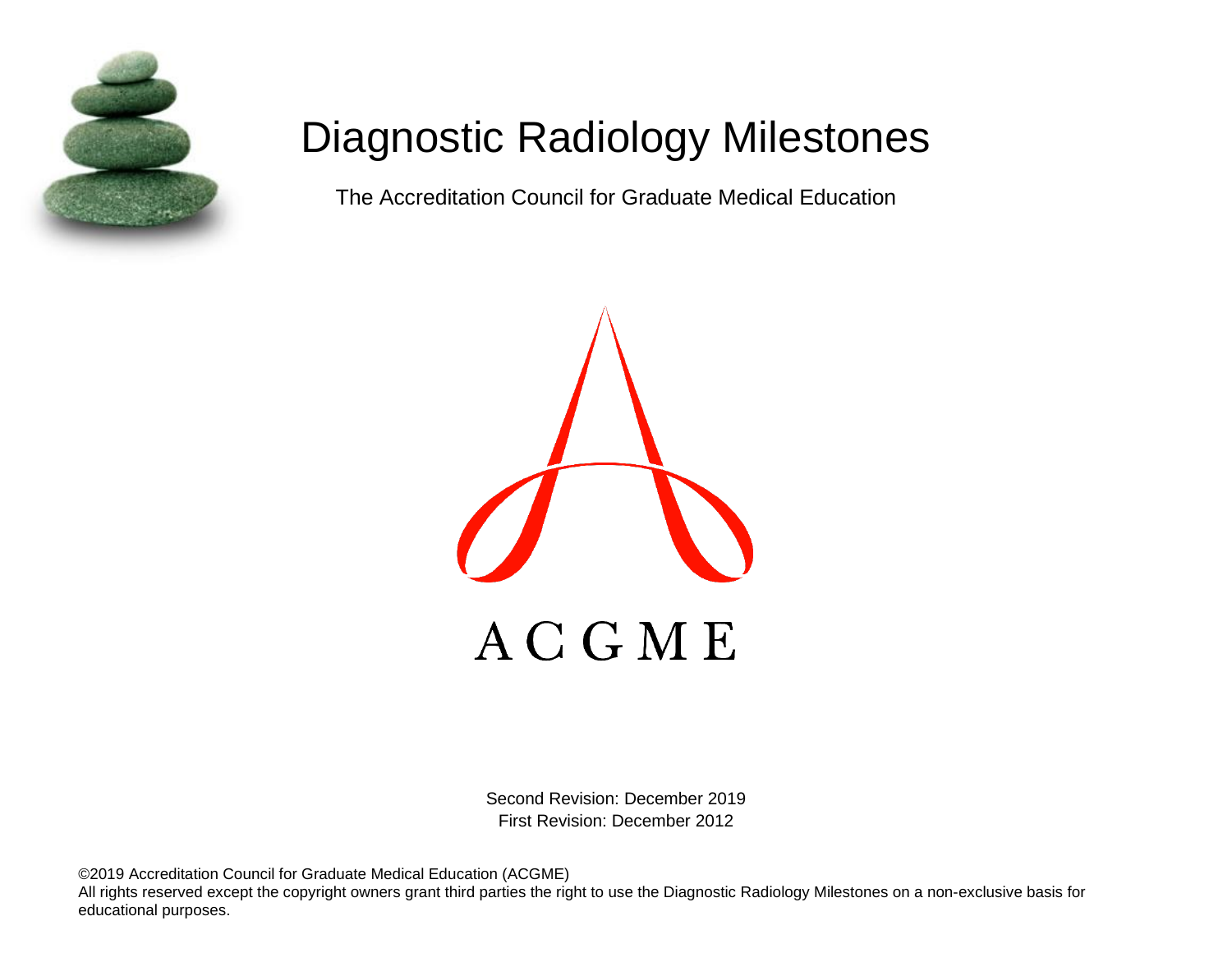# Diagnostic Radiology Milestones

The Accreditation Council for Graduate Medical Education

ACGME

Second Revision: December 2019
First Revision: December 2012

©2019 Accreditation Council for Graduate Medical Education (ACGME)
All rights reserved except the copyright owners grant third parties the right to use the Diagnostic Radiology Milestones on a non-exclusive basis for educational purposes.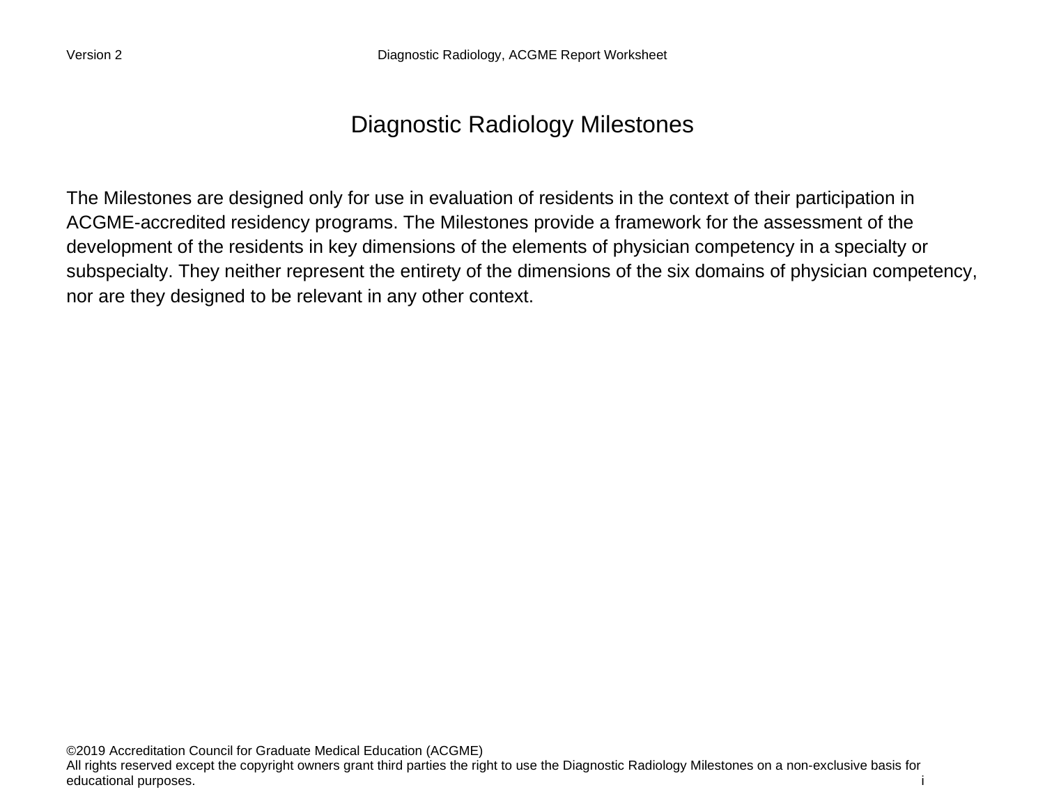# Diagnostic Radiology Milestones

The Milestones are designed only for use in evaluation of residents in the context of their participation in ACGME-accredited residency programs. The Milestones provide a framework for the assessment of the development of the residents in key dimensions of the elements of physician competency in a specialty or subspecialty. They neither represent the entirety of the dimensions of the six domains of physician competency, nor are they designed to be relevant in any other context.

©2019 Accreditation Council for Graduate Medical Education (ACGME)
All rights reserved except the copyright owners grant third parties the right to use the Diagnostic Radiology Milestones on a non-exclusive basis for educational purposes.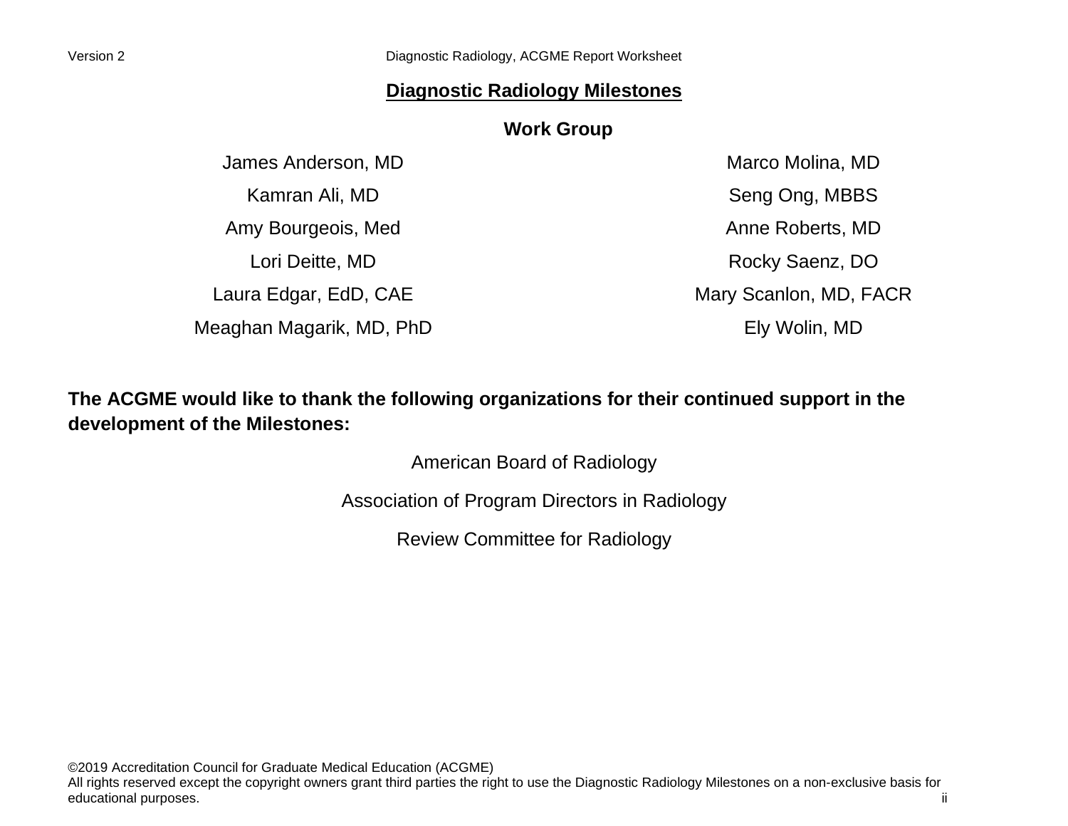# Diagnostic Radiology Milestones

## Work Group

James Anderson, MD

Kamran Ali, MD

Amy Bourgeois, Med

Lori Deitte, MD

Laura Edgar, EdD, CAE

Meaghan Magarik, MD, PhD

Marco Molina, MD

Seng Ong, MBBS

Anne Roberts, MD

Rocky Saenz, DO

Mary Scanlon, MD, FACR

Ely Wolin, MD

**The ACGME would like to thank the following organizations for their continued support in the development of the Milestones:**

American Board of Radiology

Association of Program Directors in Radiology

Review Committee for Radiology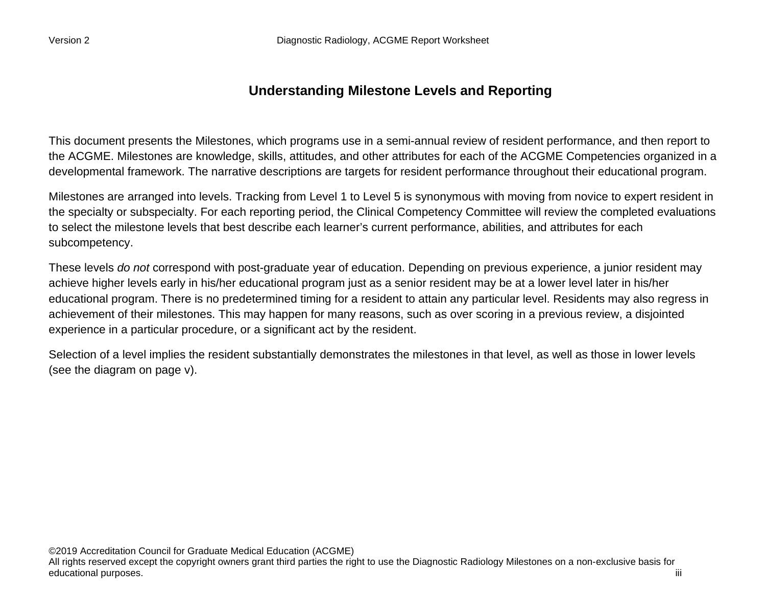# Understanding Milestone Levels and Reporting

This document presents the Milestones, which programs use in a semi-annual review of resident performance, and then report to the ACGME. Milestones are knowledge, skills, attitudes, and other attributes for each of the ACGME Competencies organized in a developmental framework. The narrative descriptions are targets for resident performance throughout their educational program.

Milestones are arranged into levels. Tracking from Level 1 to Level 5 is synonymous with moving from novice to expert resident in the specialty or subspecialty. For each reporting period, the Clinical Competency Committee will review the completed evaluations to select the milestone levels that best describe each learner's current performance, abilities, and attributes for each subcompetency.

These levels *do not* correspond with post-graduate year of education. Depending on previous experience, a junior resident may achieve higher levels early in his/her educational program just as a senior resident may be at a lower level later in his/her educational program. There is no predetermined timing for a resident to attain any particular level. Residents may also regress in achievement of their milestones. This may happen for many reasons, such as over scoring in a previous review, a disjointed experience in a particular procedure, or a significant act by the resident.

Selection of a level implies the resident substantially demonstrates the milestones in that level, as well as those in lower levels (see the diagram on page v).

©2019 Accreditation Council for Graduate Medical Education (ACGME)
All rights reserved except the copyright owners grant third parties the right to use the Diagnostic Radiology Milestones on a non-exclusive basis for educational purposes.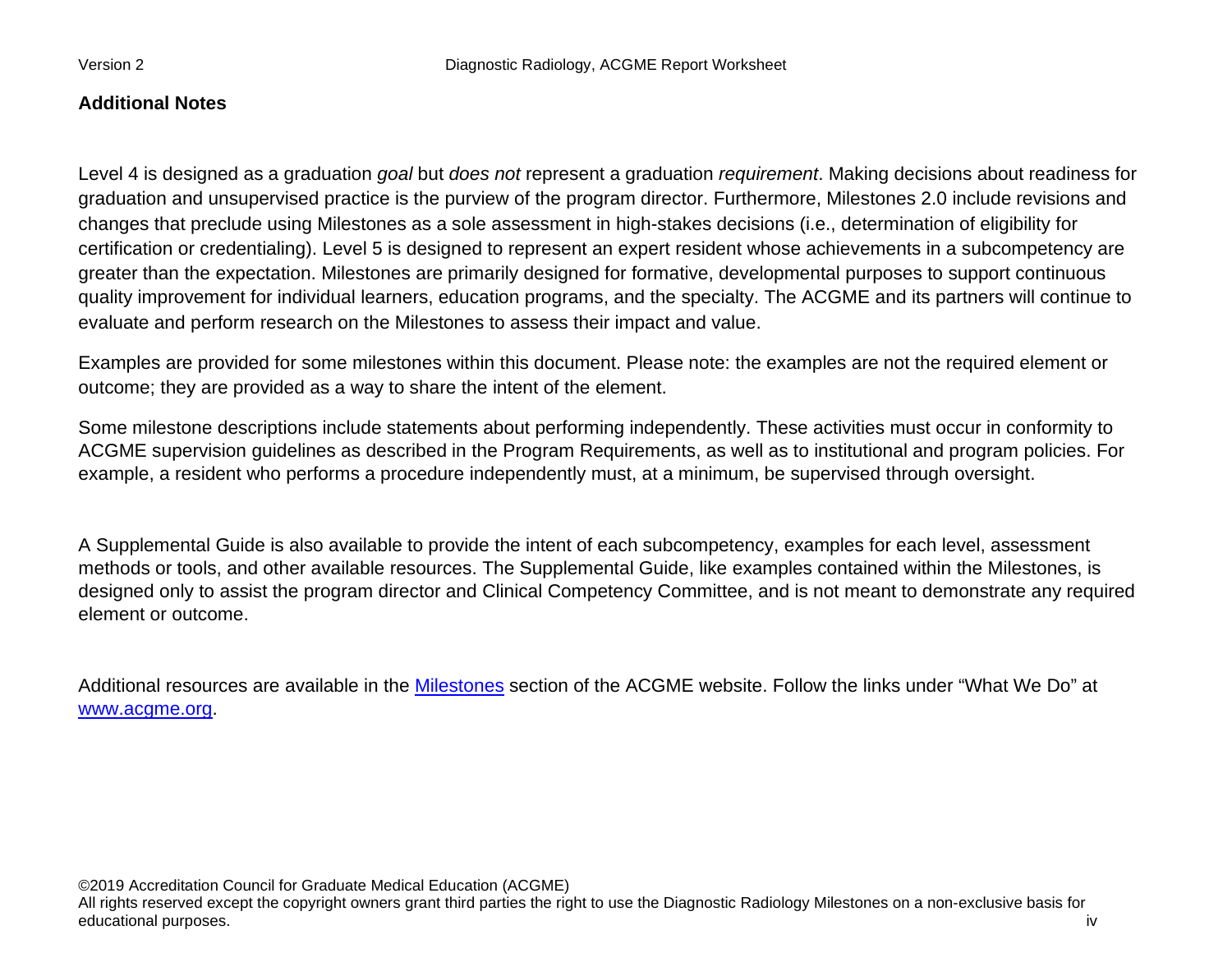## Additional Notes

Level 4 is designed as a graduation *goal* but *does not* represent a graduation *requirement*. Making decisions about readiness for graduation and unsupervised practice is the purview of the program director. Furthermore, Milestones 2.0 include revisions and changes that preclude using Milestones as a sole assessment in high-stakes decisions (i.e., determination of eligibility for certification or credentialing). Level 5 is designed to represent an expert resident whose achievements in a subcompetency are greater than the expectation. Milestones are primarily designed for formative, developmental purposes to support continuous quality improvement for individual learners, education programs, and the specialty. The ACGME and its partners will continue to evaluate and perform research on the Milestones to assess their impact and value.

Examples are provided for some milestones within this document. Please note: the examples are not the required element or outcome; they are provided as a way to share the intent of the element.

Some milestone descriptions include statements about performing independently. These activities must occur in conformity to ACGME supervision guidelines as described in the Program Requirements, as well as to institutional and program policies. For example, a resident who performs a procedure independently must, at a minimum, be supervised through oversight.

A Supplemental Guide is also available to provide the intent of each subcompetency, examples for each level, assessment methods or tools, and other available resources. The Supplemental Guide, like examples contained within the Milestones, is designed only to assist the program director and Clinical Competency Committee, and is not meant to demonstrate any required element or outcome.

Additional resources are available in the [Milestones](https://www.acgme.org) section of the ACGME website. Follow the links under "What We Do" at [www.acgme.org](http://www.acgme.org).

©2019 Accreditation Council for Graduate Medical Education (ACGME)
All rights reserved except the copyright owners grant third parties the right to use the Diagnostic Radiology Milestones on a non-exclusive basis for educational purposes.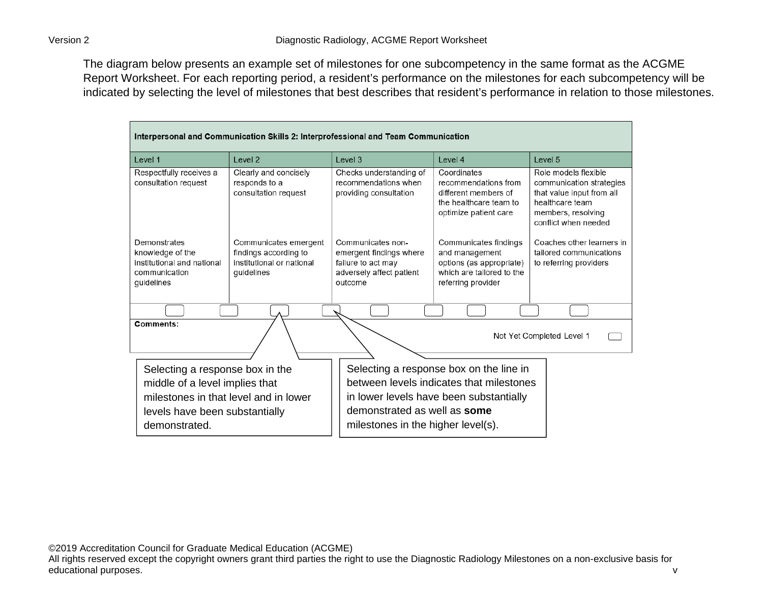The diagram below presents an example set of milestones for one subcompetency in the same format as the ACGME Report Worksheet. For each reporting period, a resident's performance on the milestones for each subcompetency will be indicated by selecting the level of milestones that best describes that resident's performance in relation to those milestones.

**Interpersonal and Communication Skills 2: Interprofessional and Team Communication**

| Level 1 | Level 2 | Level 3 | Level 4 | Level 5 |
|---|---|---|---|---|
| Respectfully receives a consultation request | Clearly and concisely responds to a consultation request | Checks understanding of recommendations when providing consultation | Coordinates recommendations from different members of the healthcare team to optimize patient care | Role models flexible communication strategies that value input from all healthcare team members, resolving conflict when needed |
| Demonstrates knowledge of the institutional and national communication guidelines | Communicates emergent findings according to institutional or national guidelines | Communicates non-emergent findings where failure to act may adversely affect patient outcome | Communicates findings and management options (as appropriate) which are tailored to the referring provider | Coaches other learners in tailored communications to referring providers |

**Comments:**

Not Yet Completed Level 1

Selecting a response box in the middle of a level implies that milestones in that level and in lower levels have been substantially demonstrated.

Selecting a response box on the line in between levels indicates that milestones in lower levels have been substantially demonstrated as well as **some** milestones in the higher level(s).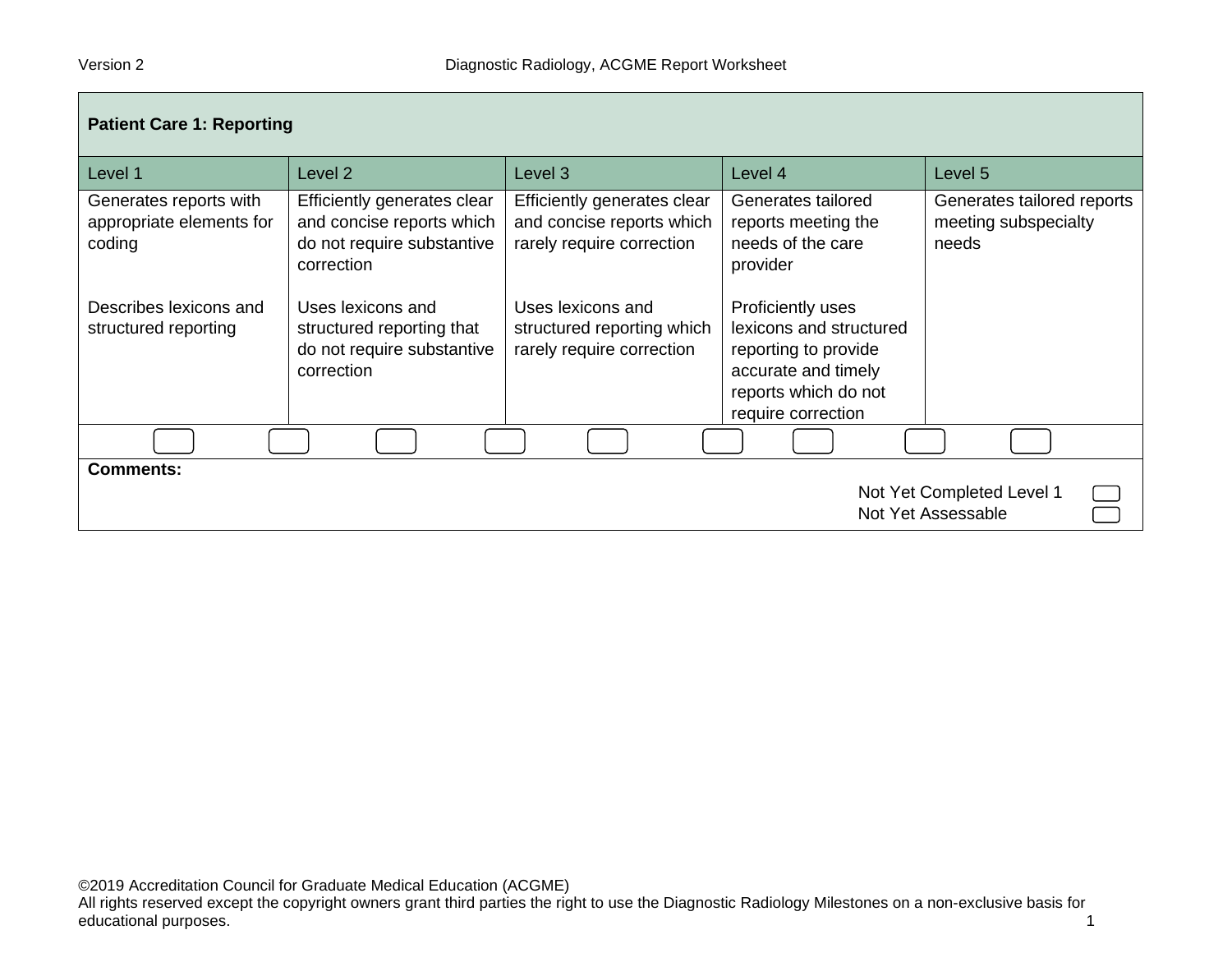| Patient Care 1: Reporting | | | | |
|---|---|---|---|---|
| Level 1 | Level 2 | Level 3 | Level 4 | Level 5 |
| Generates reports with appropriate elements for coding<br><br>Describes lexicons and structured reporting | Efficiently generates clear and concise reports which do not require substantive correction<br><br>Uses lexicons and structured reporting that do not require substantive correction | Efficiently generates clear and concise reports which rarely require correction<br><br>Uses lexicons and structured reporting which rarely require correction | Generates tailored reports meeting the needs of the care provider<br><br>Proficiently uses lexicons and structured reporting to provide accurate and timely reports which do not require correction | Generates tailored reports meeting subspecialty needs |

**Comments:**

Not Yet Completed Level 1

Not Yet Assessable

©2019 Accreditation Council for Graduate Medical Education (ACGME)
All rights reserved except the copyright owners grant third parties the right to use the Diagnostic Radiology Milestones on a non-exclusive basis for educational purposes.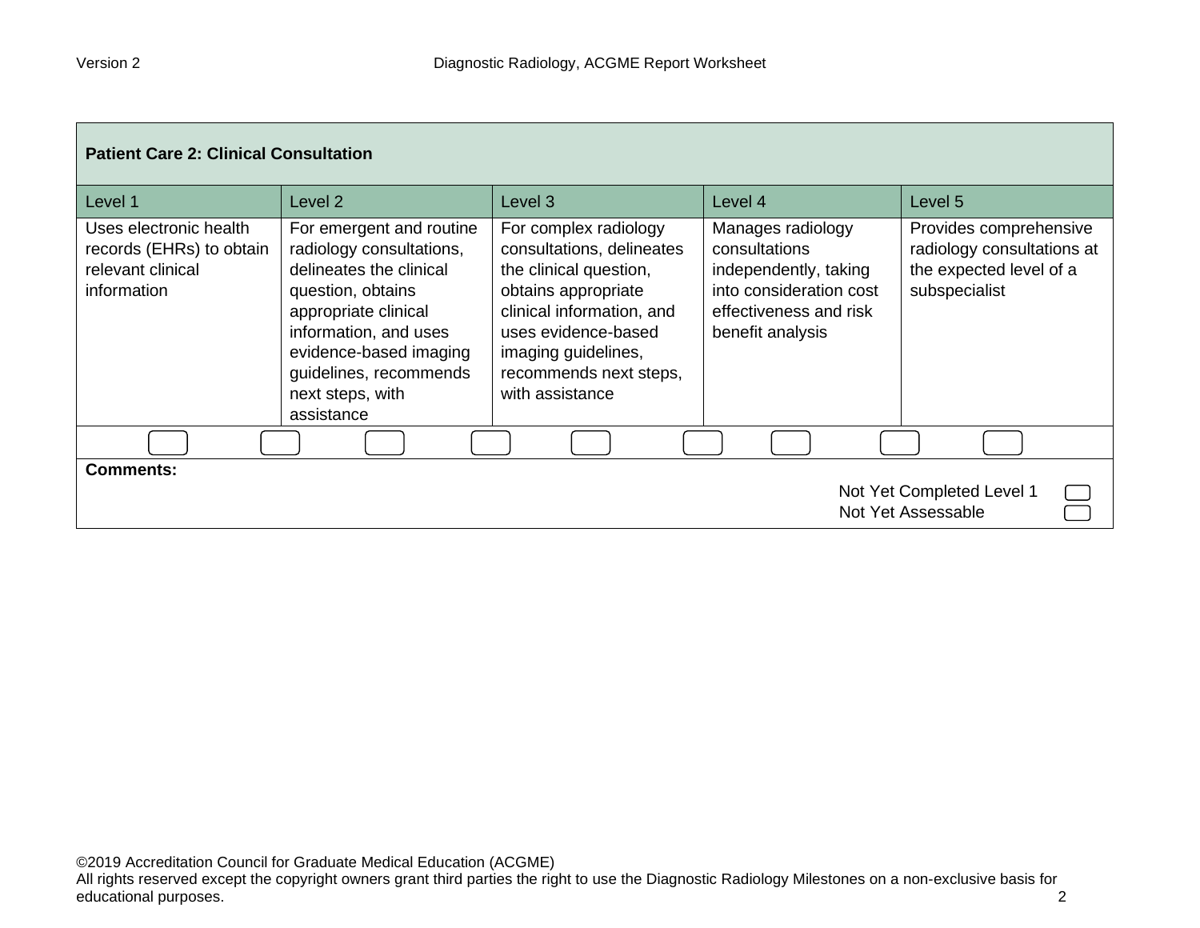| Patient Care 2: Clinical Consultation | | | | |
|---|---|---|---|---|
| Level 1 | Level 2 | Level 3 | Level 4 | Level 5 |
| Uses electronic health records (EHRs) to obtain relevant clinical information | For emergent and routine radiology consultations, delineates the clinical question, obtains appropriate clinical information, and uses evidence-based imaging guidelines, recommends next steps, with assistance | For complex radiology consultations, delineates the clinical question, obtains appropriate clinical information, and uses evidence-based imaging guidelines, recommends next steps, with assistance | Manages radiology consultations independently, taking into consideration cost effectiveness and risk benefit analysis | Provides comprehensive radiology consultations at the expected level of a subspecialist |

**Comments:**

Not Yet Completed Level 1

Not Yet Assessable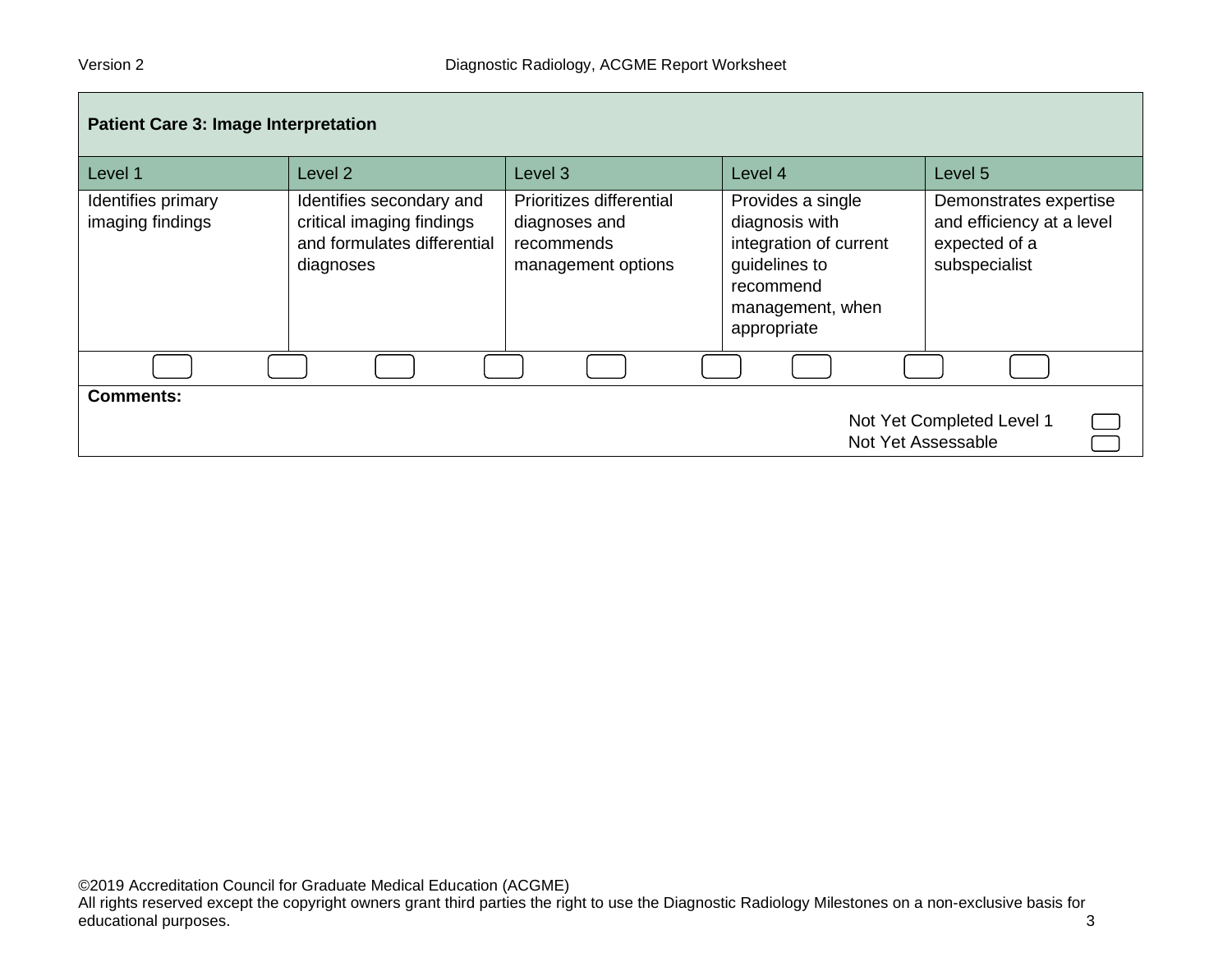| Patient Care 3: Image Interpretation | | | | |
|---|---|---|---|---|
| Level 1 | Level 2 | Level 3 | Level 4 | Level 5 |
| Identifies primary imaging findings | Identifies secondary and critical imaging findings and formulates differential diagnoses | Prioritizes differential diagnoses and recommends management options | Provides a single diagnosis with integration of current guidelines to recommend management, when appropriate | Demonstrates expertise and efficiency at a level expected of a subspecialist |

**Comments:**

Not Yet Completed Level 1

Not Yet Assessable

©2019 Accreditation Council for Graduate Medical Education (ACGME)
All rights reserved except the copyright owners grant third parties the right to use the Diagnostic Radiology Milestones on a non-exclusive basis for educational purposes.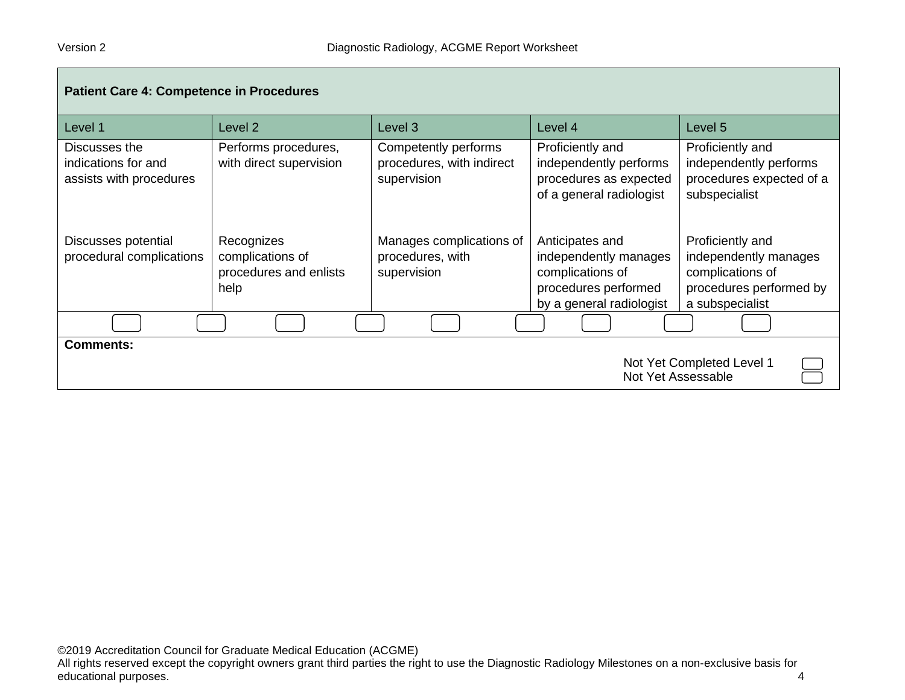| Patient Care 4: Competence in Procedures | | | | |
|---|---|---|---|---|
| Level 1 | Level 2 | Level 3 | Level 4 | Level 5 |
| Discusses the indications for and assists with procedures | Performs procedures, with direct supervision | Competently performs procedures, with indirect supervision | Proficiently and independently performs procedures as expected of a general radiologist | Proficiently and independently performs procedures expected of a subspecialist |
| Discusses potential procedural complications | Recognizes complications of procedures and enlists help | Manages complications of procedures, with supervision | Anticipates and independently manages complications of procedures performed by a general radiologist | Proficiently and independently manages complications of procedures performed by a subspecialist |

**Comments:**

Not Yet Completed Level 1
Not Yet Assessable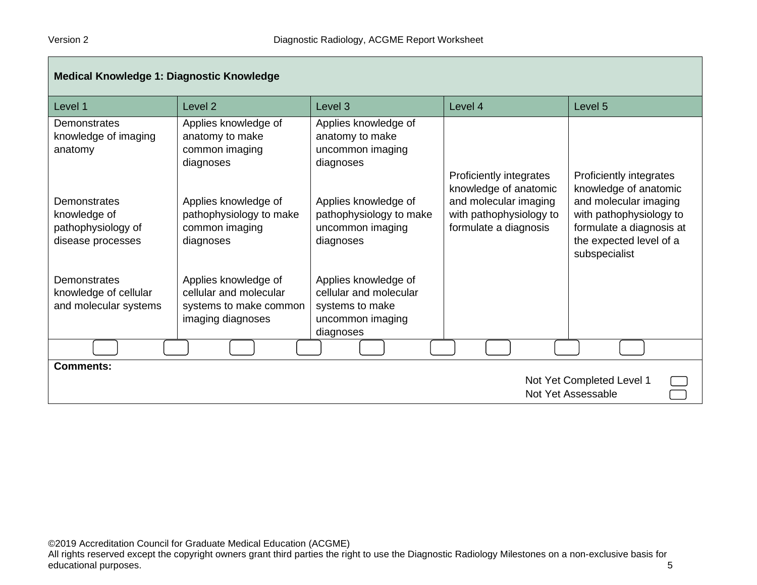| Medical Knowledge 1: Diagnostic Knowledge | | | | |
|---|---|---|---|---|
| Level 1 | Level 2 | Level 3 | Level 4 | Level 5 |
| Demonstrates knowledge of imaging anatomy<br><br>Demonstrates knowledge of pathophysiology of disease processes<br><br>Demonstrates knowledge of cellular and molecular systems | Applies knowledge of anatomy to make common imaging diagnoses<br><br>Applies knowledge of pathophysiology to make common imaging diagnoses<br><br>Applies knowledge of cellular and molecular systems to make common imaging diagnoses | Applies knowledge of anatomy to make uncommon imaging diagnoses<br><br>Applies knowledge of pathophysiology to make uncommon imaging diagnoses<br><br>Applies knowledge of cellular and molecular systems to make uncommon imaging diagnoses | Proficiently integrates knowledge of anatomic and molecular imaging with pathophysiology to formulate a diagnosis | Proficiently integrates knowledge of anatomic and molecular imaging with pathophysiology to formulate a diagnosis at the expected level of a subspecialist |

**Comments:**

Not Yet Completed Level 1

Not Yet Assessable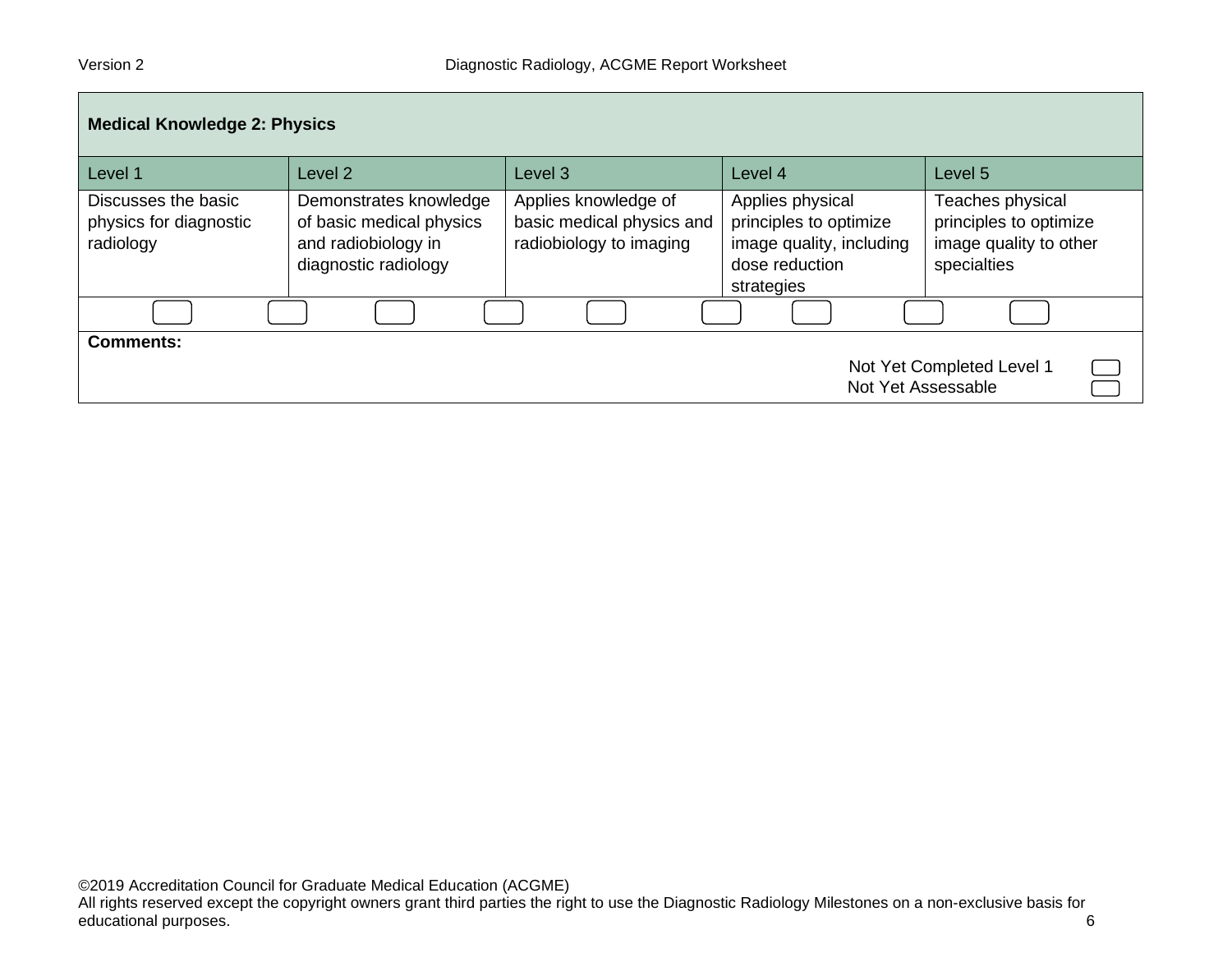| Medical Knowledge 2: Physics | | | | |
|---|---|---|---|---|
| Level 1 | Level 2 | Level 3 | Level 4 | Level 5 |
| Discusses the basic physics for diagnostic radiology | Demonstrates knowledge of basic medical physics and radiobiology in diagnostic radiology | Applies knowledge of basic medical physics and radiobiology to imaging | Applies physical principles to optimize image quality, including dose reduction strategies | Teaches physical principles to optimize image quality to other specialties |

**Comments:**

Not Yet Completed Level 1

Not Yet Assessable

©2019 Accreditation Council for Graduate Medical Education (ACGME)
All rights reserved except the copyright owners grant third parties the right to use the Diagnostic Radiology Milestones on a non-exclusive basis for educational purposes.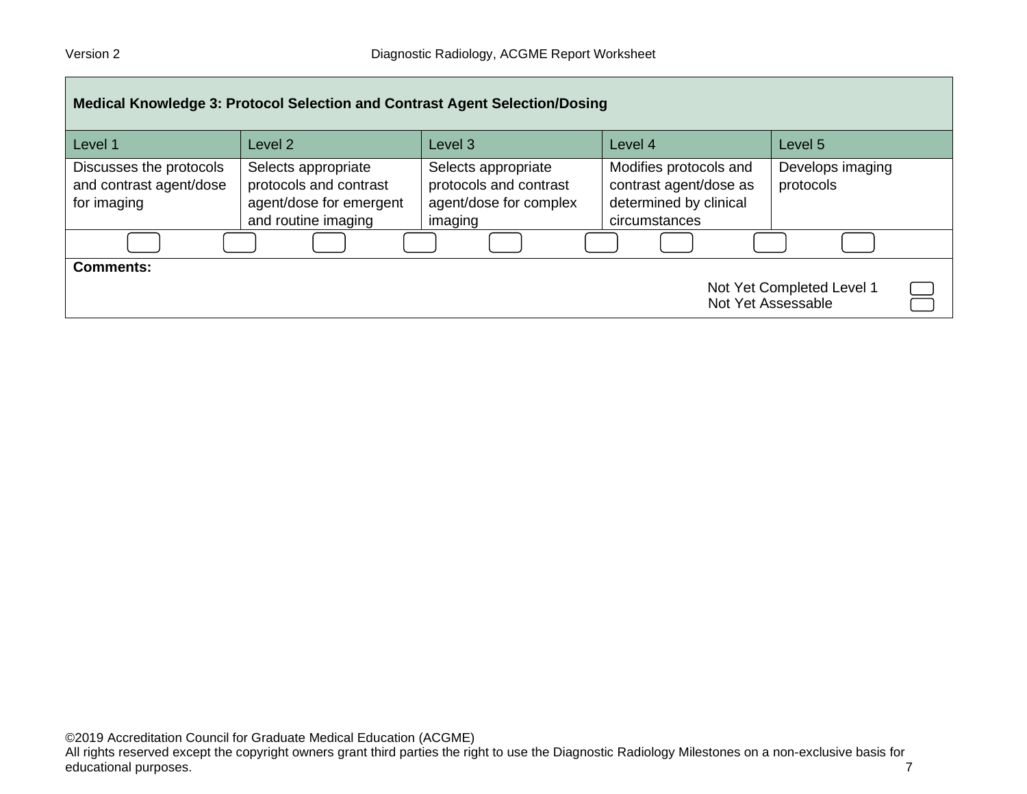| Medical Knowledge 3: Protocol Selection and Contrast Agent Selection/Dosing | | | | |
|---|---|---|---|---|
| Level 1 | Level 2 | Level 3 | Level 4 | Level 5 |
| Discusses the protocols and contrast agent/dose for imaging | Selects appropriate protocols and contrast agent/dose for emergent and routine imaging | Selects appropriate protocols and contrast agent/dose for complex imaging | Modifies protocols and contrast agent/dose as determined by clinical circumstances | Develops imaging protocols |

**Comments:**

Not Yet Completed Level 1

Not Yet Assessable

©2019 Accreditation Council for Graduate Medical Education (ACGME)
All rights reserved except the copyright owners grant third parties the right to use the Diagnostic Radiology Milestones on a non-exclusive basis for educational purposes.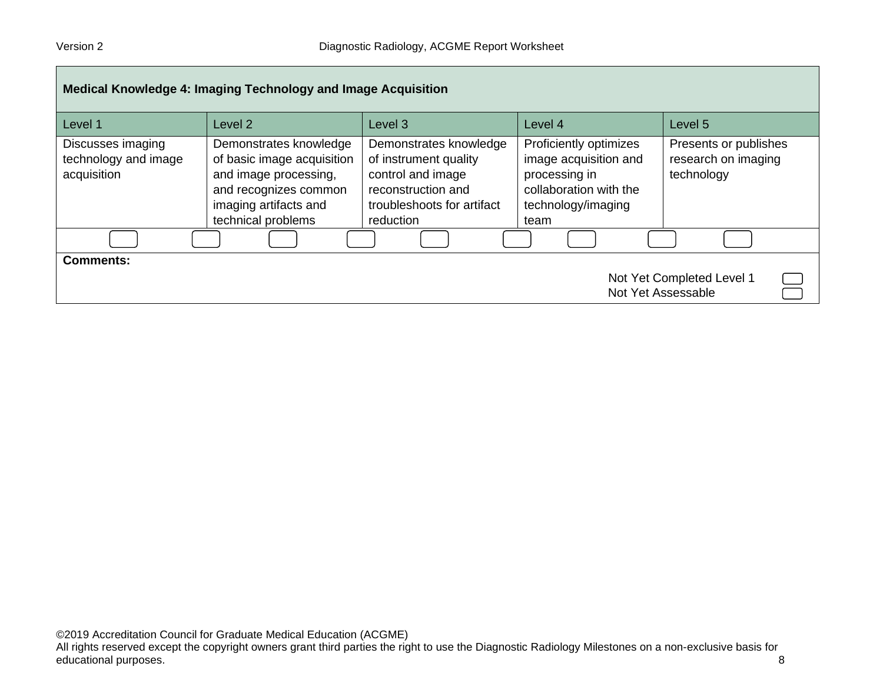| Medical Knowledge 4: Imaging Technology and Image Acquisition | | | | |
|---|---|---|---|---|
| Level 1 | Level 2 | Level 3 | Level 4 | Level 5 |
| Discusses imaging technology and image acquisition | Demonstrates knowledge of basic image acquisition and image processing, and recognizes common imaging artifacts and technical problems | Demonstrates knowledge of instrument quality control and image reconstruction and troubleshoots for artifact reduction | Proficiently optimizes image acquisition and processing in collaboration with the technology/imaging team | Presents or publishes research on imaging technology |

**Comments:**

Not Yet Completed Level 1

Not Yet Assessable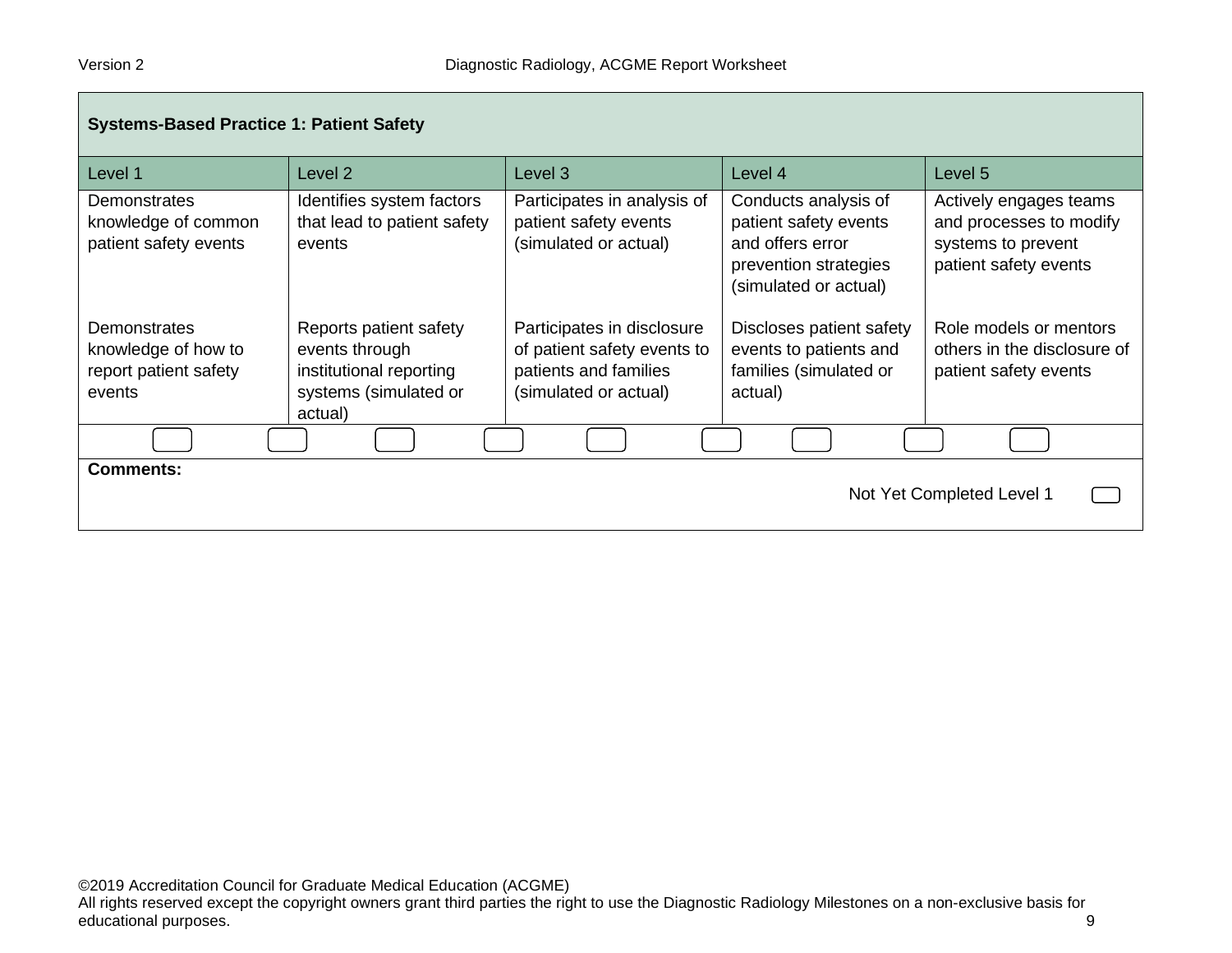| Systems-Based Practice 1: Patient Safety | | | | |
|---|---|---|---|---|
| Level 1 | Level 2 | Level 3 | Level 4 | Level 5 |
| Demonstrates knowledge of common patient safety events | Identifies system factors that lead to patient safety events | Participates in analysis of patient safety events (simulated or actual) | Conducts analysis of patient safety events and offers error prevention strategies (simulated or actual) | Actively engages teams and processes to modify systems to prevent patient safety events |
| Demonstrates knowledge of how to report patient safety events | Reports patient safety events through institutional reporting systems (simulated or actual) | Participates in disclosure of patient safety events to patients and families (simulated or actual) | Discloses patient safety events to patients and families (simulated or actual) | Role models or mentors others in the disclosure of patient safety events |

**Comments:**

Not Yet Completed Level 1

©2019 Accreditation Council for Graduate Medical Education (ACGME)
All rights reserved except the copyright owners grant third parties the right to use the Diagnostic Radiology Milestones on a non-exclusive basis for educational purposes.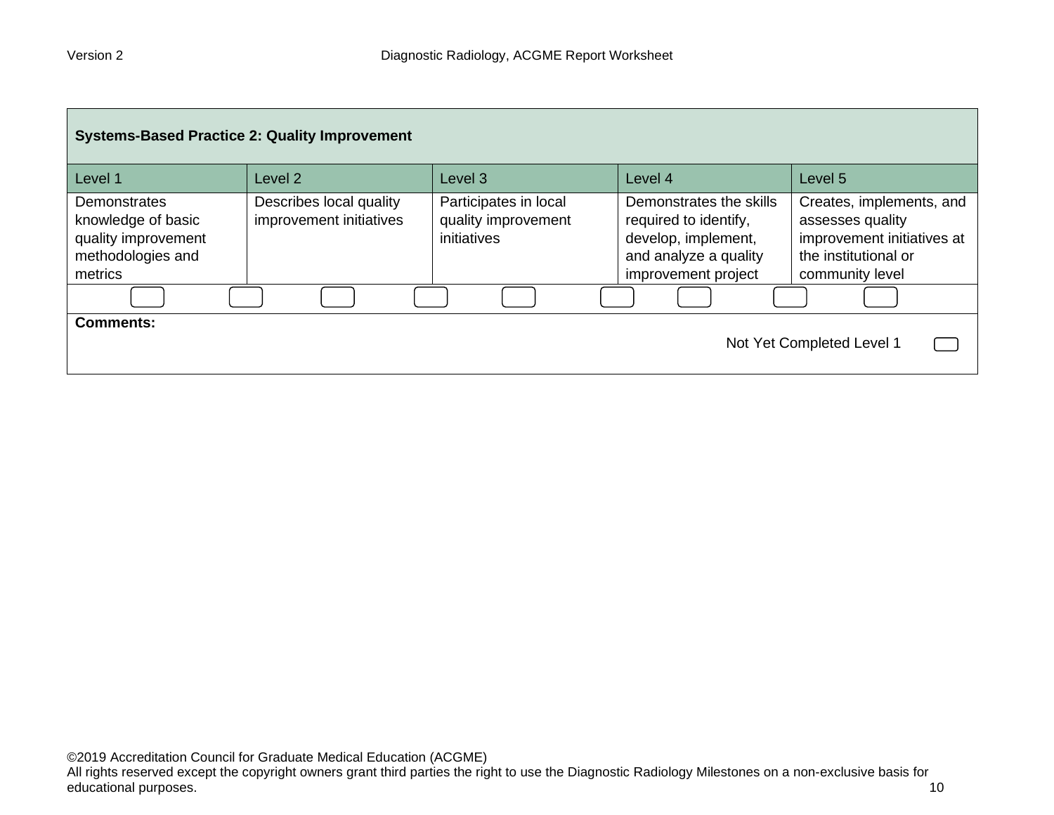| Systems-Based Practice 2: Quality Improvement | | | | |
|---|---|---|---|---|
| Level 1 | Level 2 | Level 3 | Level 4 | Level 5 |
| Demonstrates knowledge of basic quality improvement methodologies and metrics | Describes local quality improvement initiatives | Participates in local quality improvement initiatives | Demonstrates the skills required to identify, develop, implement, and analyze a quality improvement project | Creates, implements, and assesses quality improvement initiatives at the institutional or community level |

**Comments:**

Not Yet Completed Level 1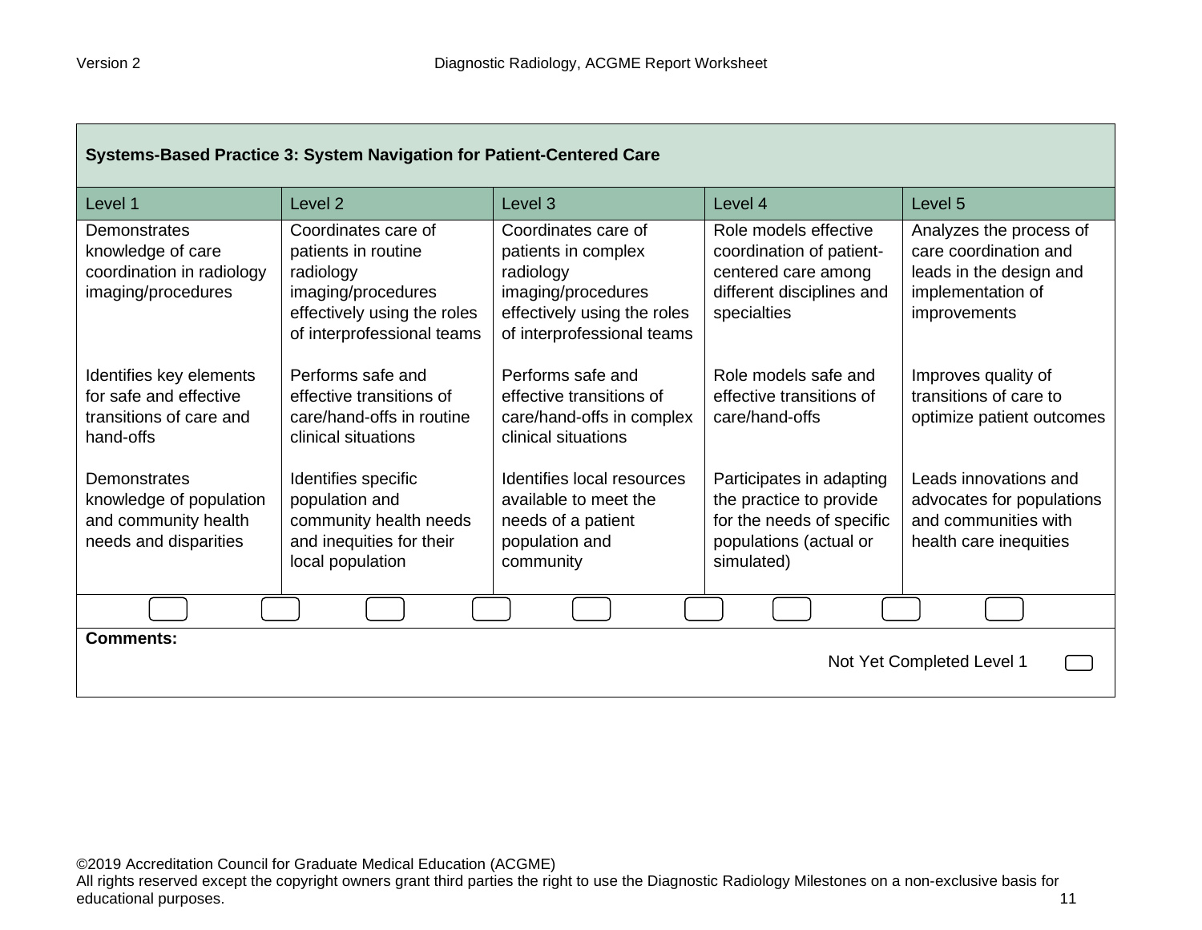## Systems-Based Practice 3: System Navigation for Patient-Centered Care

| Level 1 | Level 2 | Level 3 | Level 4 | Level 5 |
|---|---|---|---|---|
| Demonstrates knowledge of care coordination in radiology imaging/procedures | Coordinates care of patients in routine radiology imaging/procedures effectively using the roles of interprofessional teams | Coordinates care of patients in complex radiology imaging/procedures effectively using the roles of interprofessional teams | Role models effective coordination of patient-centered care among different disciplines and specialties | Analyzes the process of care coordination and leads in the design and implementation of improvements |
| Identifies key elements for safe and effective transitions of care and hand-offs | Performs safe and effective transitions of care/hand-offs in routine clinical situations | Performs safe and effective transitions of care/hand-offs in complex clinical situations | Role models safe and effective transitions of care/hand-offs | Improves quality of transitions of care to optimize patient outcomes |
| Demonstrates knowledge of population and community health needs and disparities | Identifies specific population and community health needs and inequities for their local population | Identifies local resources available to meet the needs of a patient population and community | Participates in adapting the practice to provide for the needs of specific populations (actual or simulated) | Leads innovations and advocates for populations and communities with health care inequities |

**Comments:**

Not Yet Completed Level 1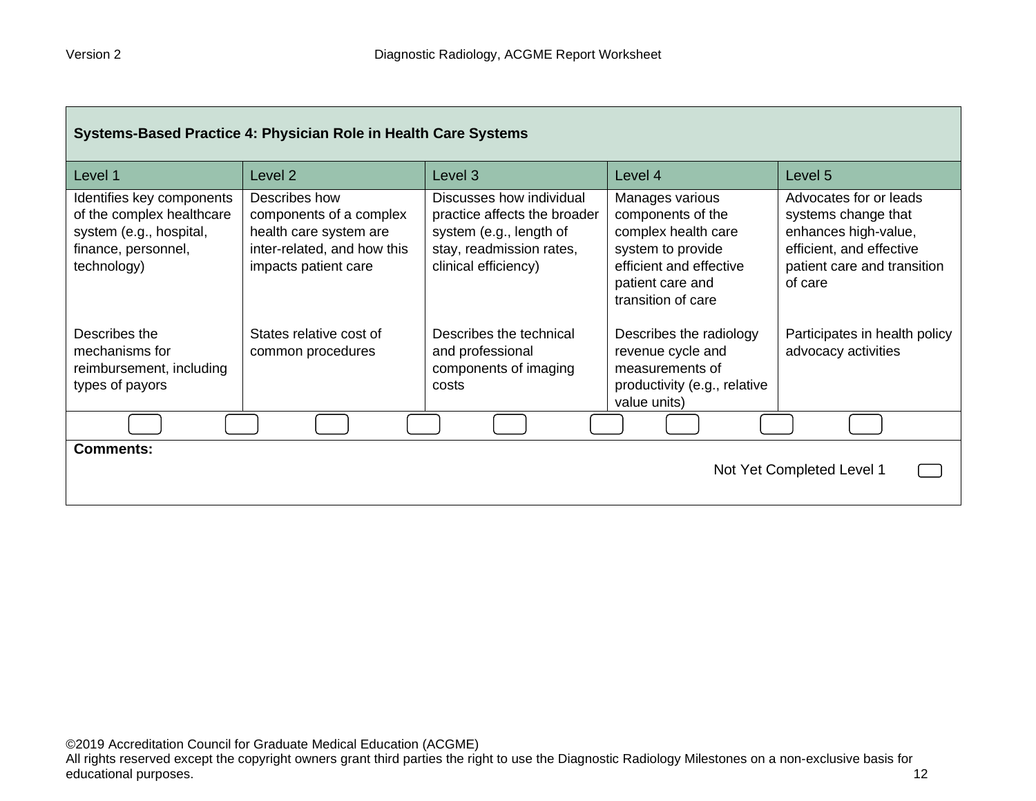| Systems-Based Practice 4: Physician Role in Health Care Systems | | | | |
|---|---|---|---|---|
| Level 1 | Level 2 | Level 3 | Level 4 | Level 5 |
| Identifies key components of the complex healthcare system (e.g., hospital, finance, personnel, technology)<br><br>Describes the mechanisms for reimbursement, including types of payors | Describes how components of a complex health care system are inter-related, and how this impacts patient care<br><br>States relative cost of common procedures | Discusses how individual practice affects the broader system (e.g., length of stay, readmission rates, clinical efficiency)<br><br>Describes the technical and professional components of imaging costs | Manages various components of the complex health care system to provide efficient and effective patient care and transition of care<br><br>Describes the radiology revenue cycle and measurements of productivity (e.g., relative value units) | Advocates for or leads systems change that enhances high-value, efficient, and effective patient care and transition of care<br><br>Participates in health policy advocacy activities |

**Comments:**

Not Yet Completed Level 1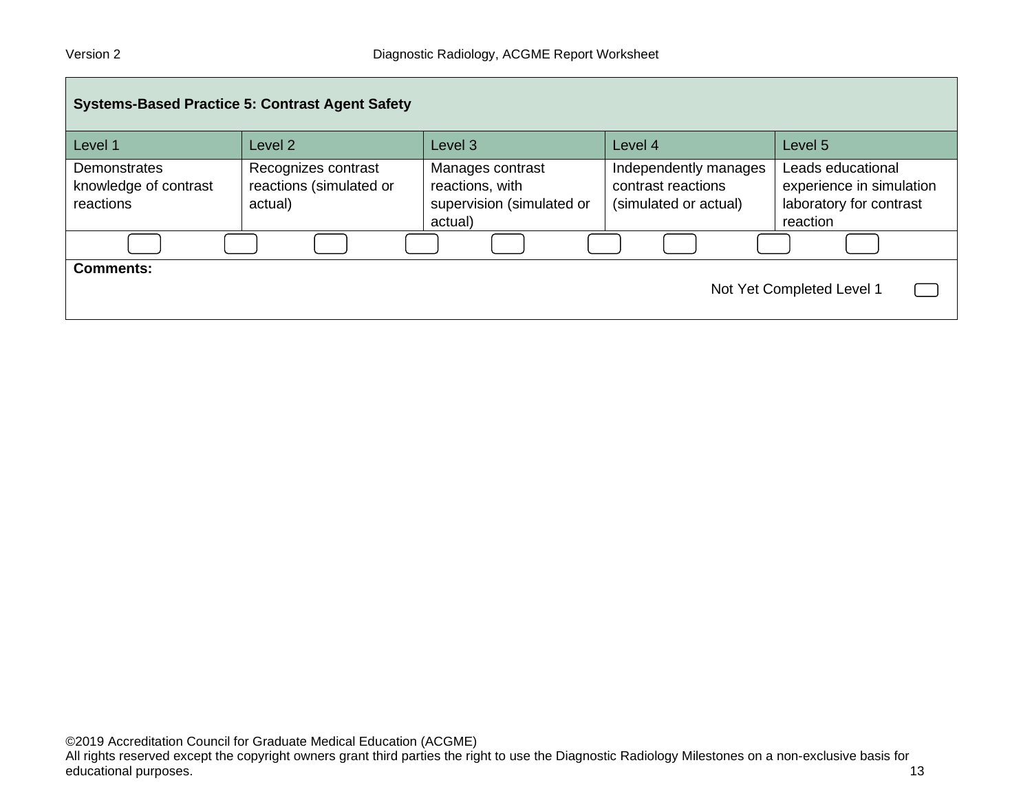| Systems-Based Practice 5: Contrast Agent Safety | | | | |
|---|---|---|---|---|
| Level 1 | Level 2 | Level 3 | Level 4 | Level 5 |
| Demonstrates knowledge of contrast reactions | Recognizes contrast reactions (simulated or actual) | Manages contrast reactions, with supervision (simulated or actual) | Independently manages contrast reactions (simulated or actual) | Leads educational experience in simulation laboratory for contrast reaction |

**Comments:**

Not Yet Completed Level 1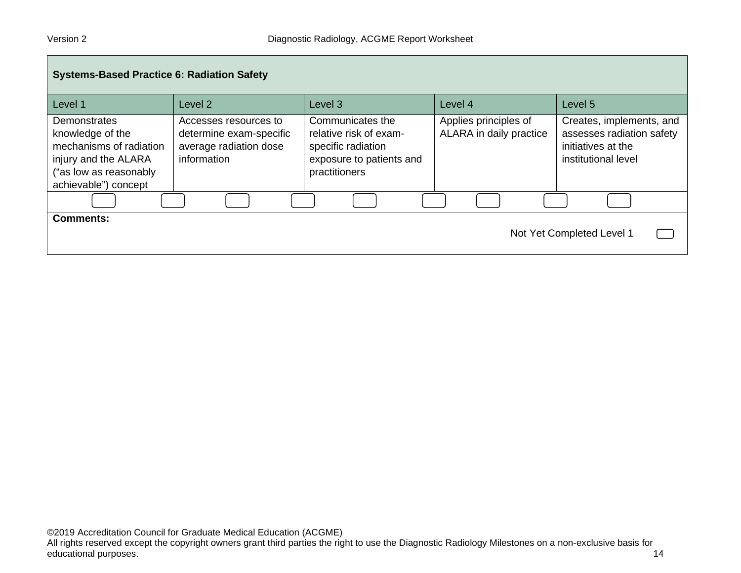| Systems-Based Practice 6: Radiation Safety | | | | |
|---|---|---|---|---|
| Level 1 | Level 2 | Level 3 | Level 4 | Level 5 |
| Demonstrates knowledge of the mechanisms of radiation injury and the ALARA (“as low as reasonably achievable”) concept | Accesses resources to determine exam-specific average radiation dose information | Communicates the relative risk of exam-specific radiation exposure to patients and practitioners | Applies principles of ALARA in daily practice | Creates, implements, and assesses radiation safety initiatives at the institutional level |

**Comments:**

Not Yet Completed Level 1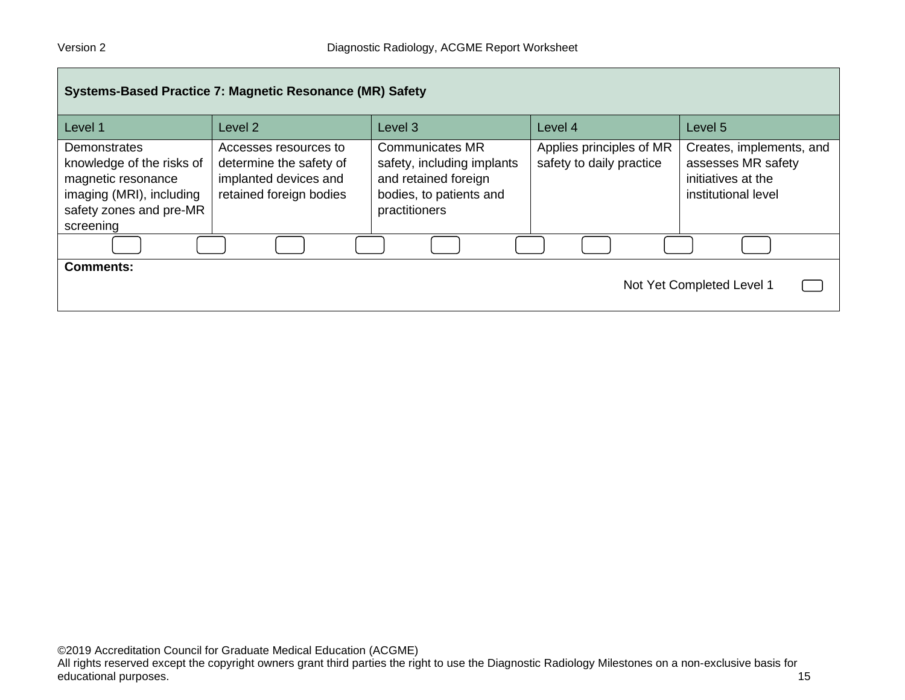| Systems-Based Practice 7: Magnetic Resonance (MR) Safety | | | | |
|---|---|---|---|---|
| Level 1 | Level 2 | Level 3 | Level 4 | Level 5 |
| Demonstrates knowledge of the risks of magnetic resonance imaging (MRI), including safety zones and pre-MR screening | Accesses resources to determine the safety of implanted devices and retained foreign bodies | Communicates MR safety, including implants and retained foreign bodies, to patients and practitioners | Applies principles of MR safety to daily practice | Creates, implements, and assesses MR safety initiatives at the institutional level |

**Comments:**

Not Yet Completed Level 1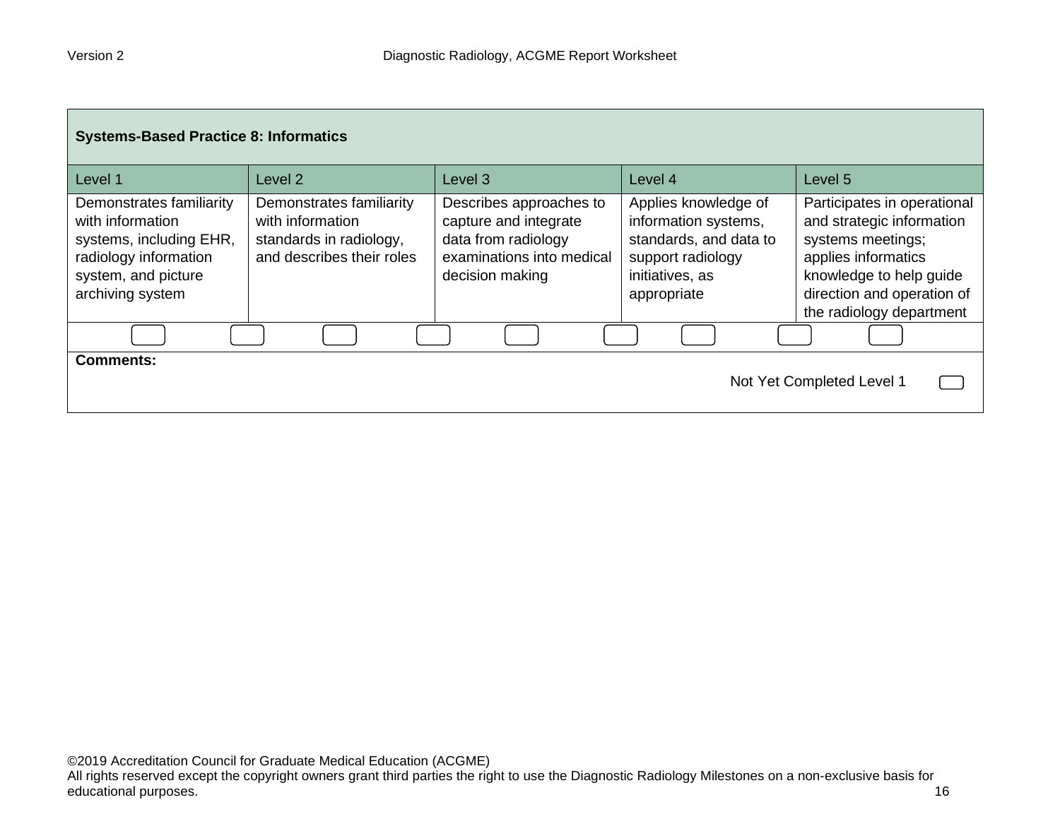| **Systems-Based Practice 8: Informatics** | | | | |
|---|---|---|---|---|
| Level 1 | Level 2 | Level 3 | Level 4 | Level 5 |
| Demonstrates familiarity with information systems, including EHR, radiology information system, and picture archiving system | Demonstrates familiarity with information standards in radiology, and describes their roles | Describes approaches to capture and integrate data from radiology examinations into medical decision making | Applies knowledge of information systems, standards, and data to support radiology initiatives, as appropriate | Participates in operational and strategic information systems meetings; applies informatics knowledge to help guide direction and operation of the radiology department |

**Comments:**

Not Yet Completed Level 1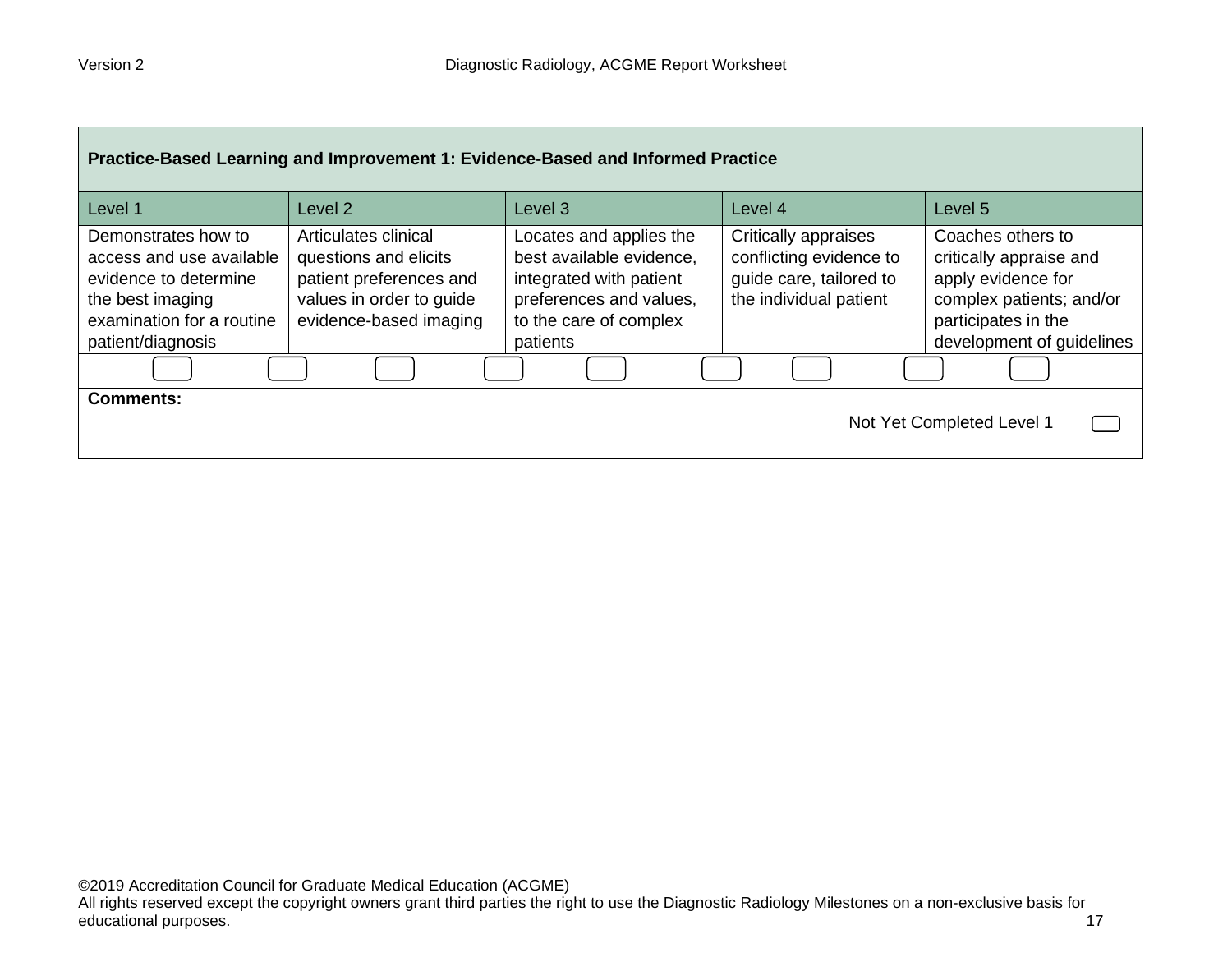**Practice-Based Learning and Improvement 1: Evidence-Based and Informed Practice**

| Level 1 | Level 2 | Level 3 | Level 4 | Level 5 |
|---|---|---|---|---|
| Demonstrates how to access and use available evidence to determine the best imaging examination for a routine patient/diagnosis | Articulates clinical questions and elicits patient preferences and values in order to guide evidence-based imaging | Locates and applies the best available evidence, integrated with patient preferences and values, to the care of complex patients | Critically appraises conflicting evidence to guide care, tailored to the individual patient | Coaches others to critically appraise and apply evidence for complex patients; and/or participates in the development of guidelines |

**Comments:**

Not Yet Completed Level 1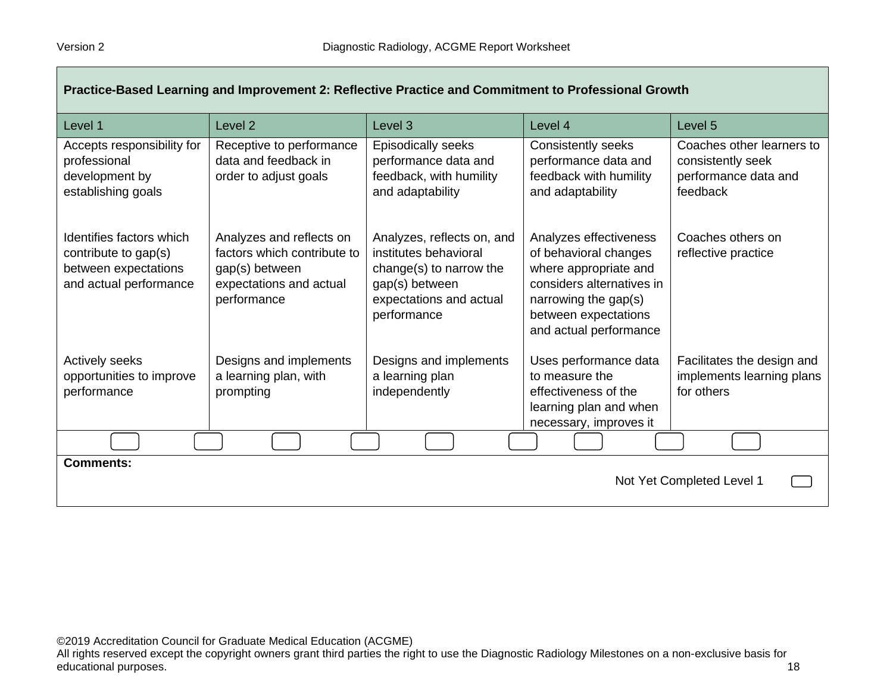| Practice-Based Learning and Improvement 2: Reflective Practice and Commitment to Professional Growth | | | | |
|---|---|---|---|---|
| Level 1 | Level 2 | Level 3 | Level 4 | Level 5 |
| Accepts responsibility for professional development by establishing goals | Receptive to performance data and feedback in order to adjust goals | Episodically seeks performance data and feedback, with humility and adaptability | Consistently seeks performance data and feedback with humility and adaptability | Coaches other learners to consistently seek performance data and feedback |
| Identifies factors which contribute to gap(s) between expectations and actual performance | Analyzes and reflects on factors which contribute to gap(s) between expectations and actual performance | Analyzes, reflects on, and institutes behavioral change(s) to narrow the gap(s) between expectations and actual performance | Analyzes effectiveness of behavioral changes where appropriate and considers alternatives in narrowing the gap(s) between expectations and actual performance | Coaches others on reflective practice |
| Actively seeks opportunities to improve performance | Designs and implements a learning plan, with prompting | Designs and implements a learning plan independently | Uses performance data to measure the effectiveness of the learning plan and when necessary, improves it | Facilitates the design and implements learning plans for others |

**Comments:**

Not Yet Completed Level 1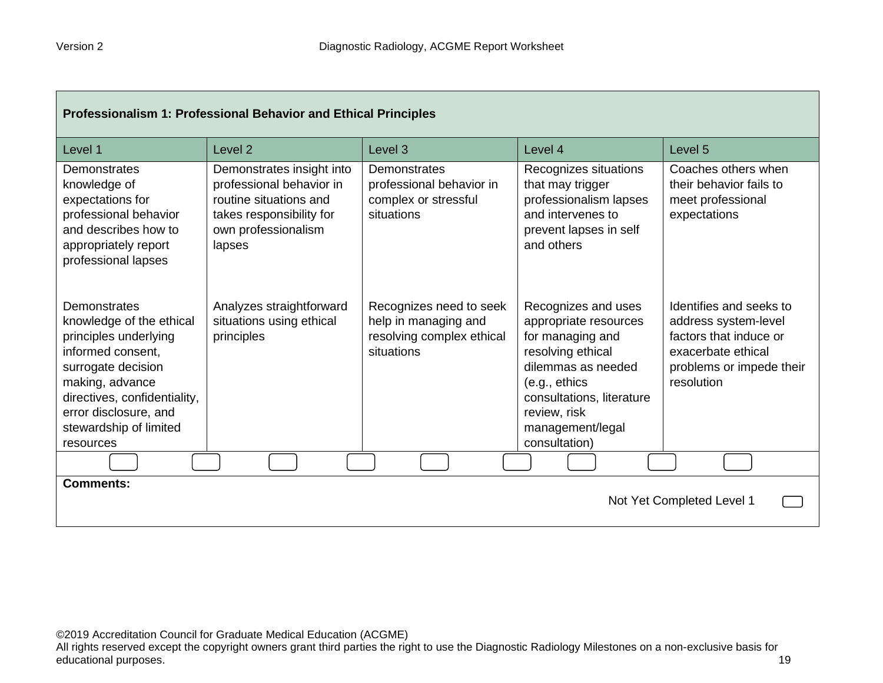## Professionalism 1: Professional Behavior and Ethical Principles

| Level 1 | Level 2 | Level 3 | Level 4 | Level 5 |
|---|---|---|---|---|
| Demonstrates knowledge of expectations for professional behavior and describes how to appropriately report professional lapses | Demonstrates insight into professional behavior in routine situations and takes responsibility for own professionalism lapses | Demonstrates professional behavior in complex or stressful situations | Recognizes situations that may trigger professionalism lapses and intervenes to prevent lapses in self and others | Coaches others when their behavior fails to meet professional expectations |
| Demonstrates knowledge of the ethical principles underlying informed consent, surrogate decision making, advance directives, confidentiality, error disclosure, and stewardship of limited resources | Analyzes straightforward situations using ethical principles | Recognizes need to seek help in managing and resolving complex ethical situations | Recognizes and uses appropriate resources for managing and resolving ethical dilemmas as needed (e.g., ethics consultations, literature review, risk management/legal consultation) | Identifies and seeks to address system-level factors that induce or exacerbate ethical problems or impede their resolution |

**Comments:**

Not Yet Completed Level 1

©2019 Accreditation Council for Graduate Medical Education (ACGME)
All rights reserved except the copyright owners grant third parties the right to use the Diagnostic Radiology Milestones on a non-exclusive basis for educational purposes.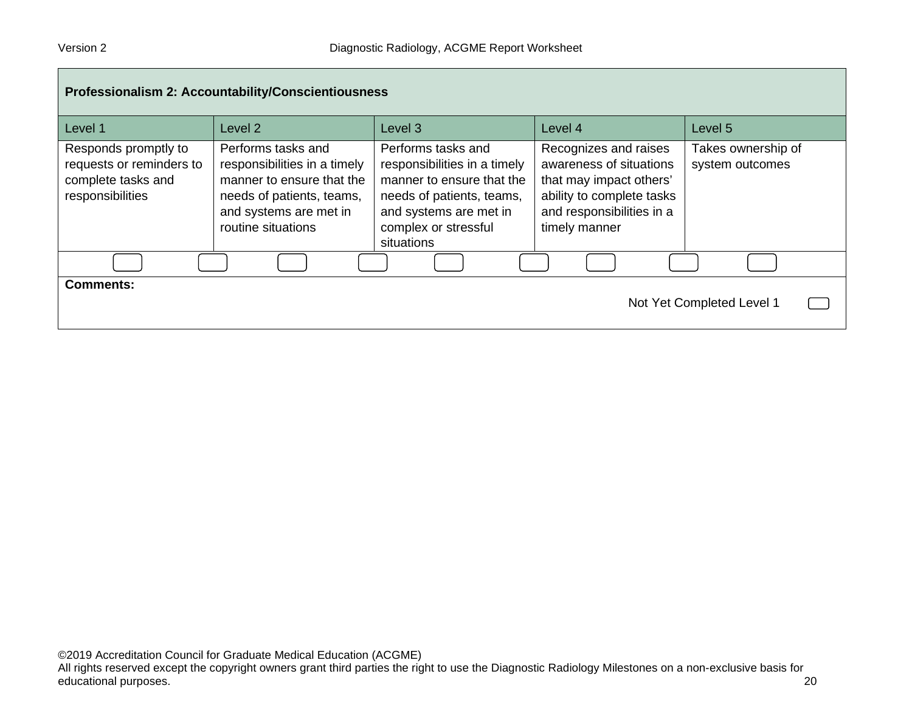| Professionalism 2: Accountability/Conscientiousness | | | | |
|---|---|---|---|---|
| Level 1 | Level 2 | Level 3 | Level 4 | Level 5 |
| Responds promptly to requests or reminders to complete tasks and responsibilities | Performs tasks and responsibilities in a timely manner to ensure that the needs of patients, teams, and systems are met in routine situations | Performs tasks and responsibilities in a timely manner to ensure that the needs of patients, teams, and systems are met in complex or stressful situations | Recognizes and raises awareness of situations that may impact others' ability to complete tasks and responsibilities in a timely manner | Takes ownership of system outcomes |

**Comments:**

Not Yet Completed Level 1

©2019 Accreditation Council for Graduate Medical Education (ACGME)
All rights reserved except the copyright owners grant third parties the right to use the Diagnostic Radiology Milestones on a non-exclusive basis for educational purposes.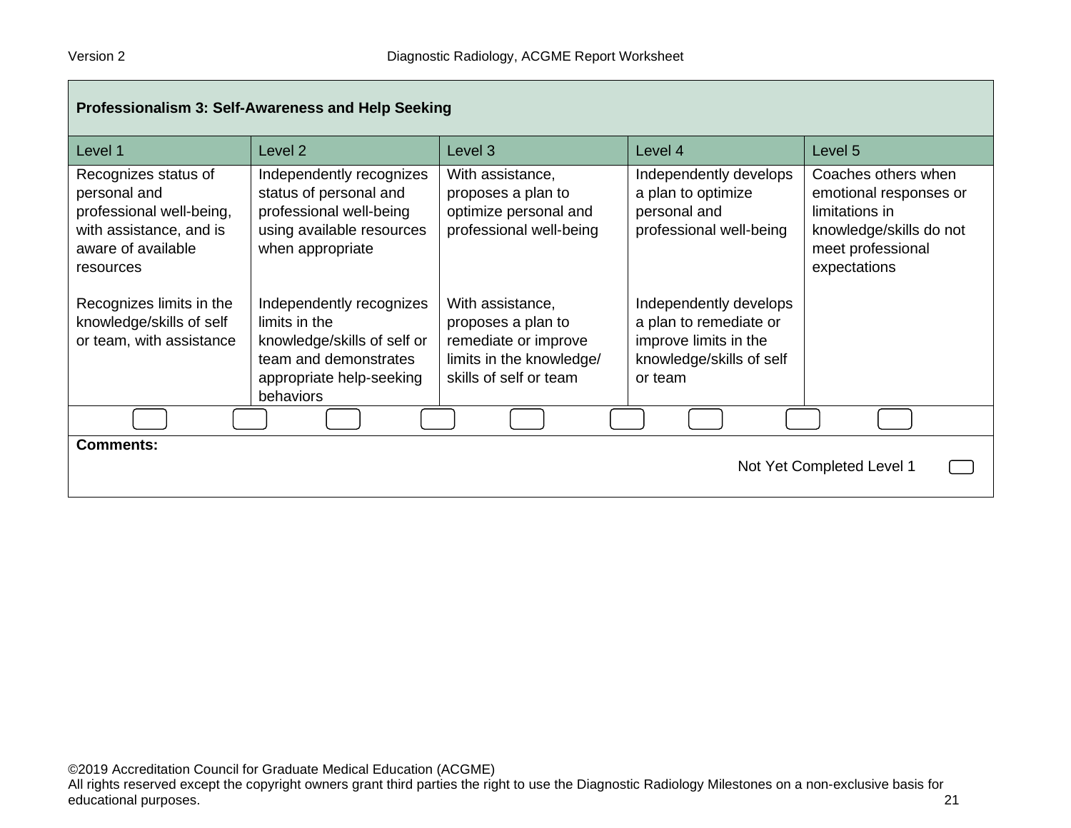| Professionalism 3: Self-Awareness and Help Seeking | | | | |
|---|---|---|---|---|
| Level 1 | Level 2 | Level 3 | Level 4 | Level 5 |
| Recognizes status of personal and professional well-being, with assistance, and is aware of available resources<br><br>Recognizes limits in the knowledge/skills of self or team, with assistance | Independently recognizes status of personal and professional well-being using available resources when appropriate<br><br>Independently recognizes limits in the knowledge/skills of self or team and demonstrates appropriate help-seeking behaviors | With assistance, proposes a plan to optimize personal and professional well-being<br><br>With assistance, proposes a plan to remediate or improve limits in the knowledge/ skills of self or team | Independently develops a plan to optimize personal and professional well-being<br><br>Independently develops a plan to remediate or improve limits in the knowledge/skills of self or team | Coaches others when emotional responses or limitations in knowledge/skills do not meet professional expectations |

**Comments:**

Not Yet Completed Level 1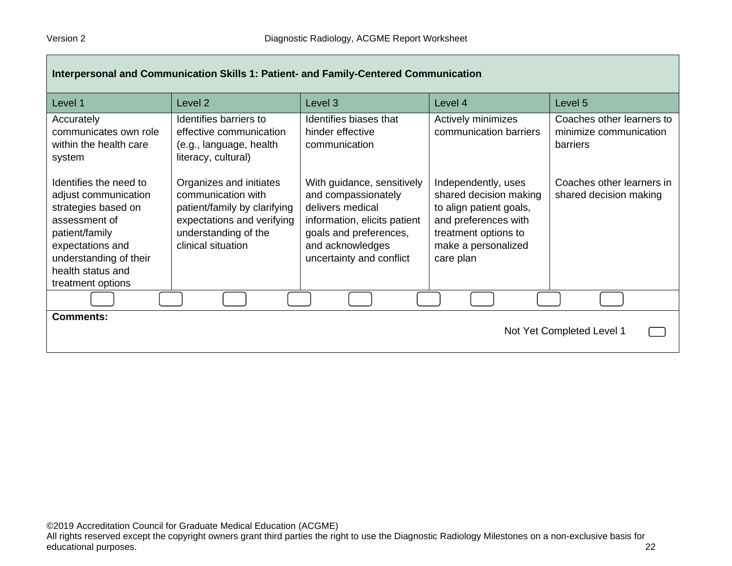## Interpersonal and Communication Skills 1: Patient- and Family-Centered Communication

| Level 1 | Level 2 | Level 3 | Level 4 | Level 5 |
|---|---|---|---|---|
| Accurately communicates own role within the health care system | Identifies barriers to effective communication (e.g., language, health literacy, cultural) | Identifies biases that hinder effective communication | Actively minimizes communication barriers | Coaches other learners to minimize communication barriers |
| Identifies the need to adjust communication strategies based on assessment of patient/family expectations and understanding of their health status and treatment options | Organizes and initiates communication with patient/family by clarifying expectations and verifying understanding of the clinical situation | With guidance, sensitively and compassionately delivers medical information, elicits patient goals and preferences, and acknowledges uncertainty and conflict | Independently, uses shared decision making to align patient goals, and preferences with treatment options to make a personalized care plan | Coaches other learners in shared decision making |

**Comments:**

Not Yet Completed Level 1

©2019 Accreditation Council for Graduate Medical Education (ACGME)
All rights reserved except the copyright owners grant third parties the right to use the Diagnostic Radiology Milestones on a non-exclusive basis for educational purposes.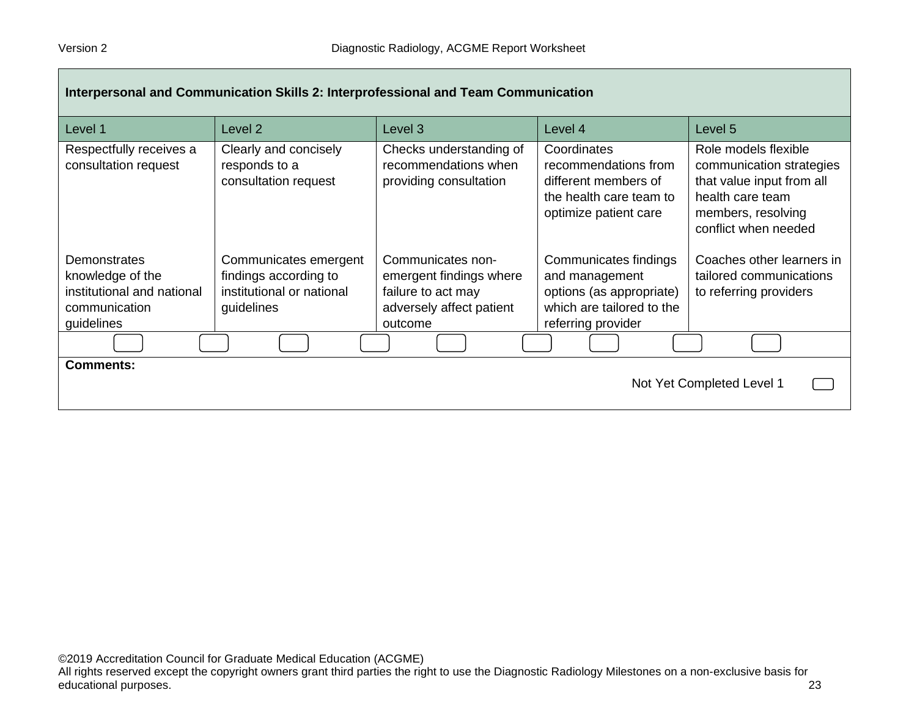| Interpersonal and Communication Skills 2: Interprofessional and Team Communication | | | | |
|---|---|---|---|---|
| Level 1 | Level 2 | Level 3 | Level 4 | Level 5 |
| Respectfully receives a consultation request | Clearly and concisely responds to a consultation request | Checks understanding of recommendations when providing consultation | Coordinates recommendations from different members of the health care team to optimize patient care | Role models flexible communication strategies that value input from all health care team members, resolving conflict when needed |
| Demonstrates knowledge of the institutional and national communication guidelines | Communicates emergent findings according to institutional or national guidelines | Communicates non-emergent findings where failure to act may adversely affect patient outcome | Communicates findings and management options (as appropriate) which are tailored to the referring provider | Coaches other learners in tailored communications to referring providers |

**Comments:**

Not Yet Completed Level 1

©2019 Accreditation Council for Graduate Medical Education (ACGME)
All rights reserved except the copyright owners grant third parties the right to use the Diagnostic Radiology Milestones on a non-exclusive basis for educational purposes.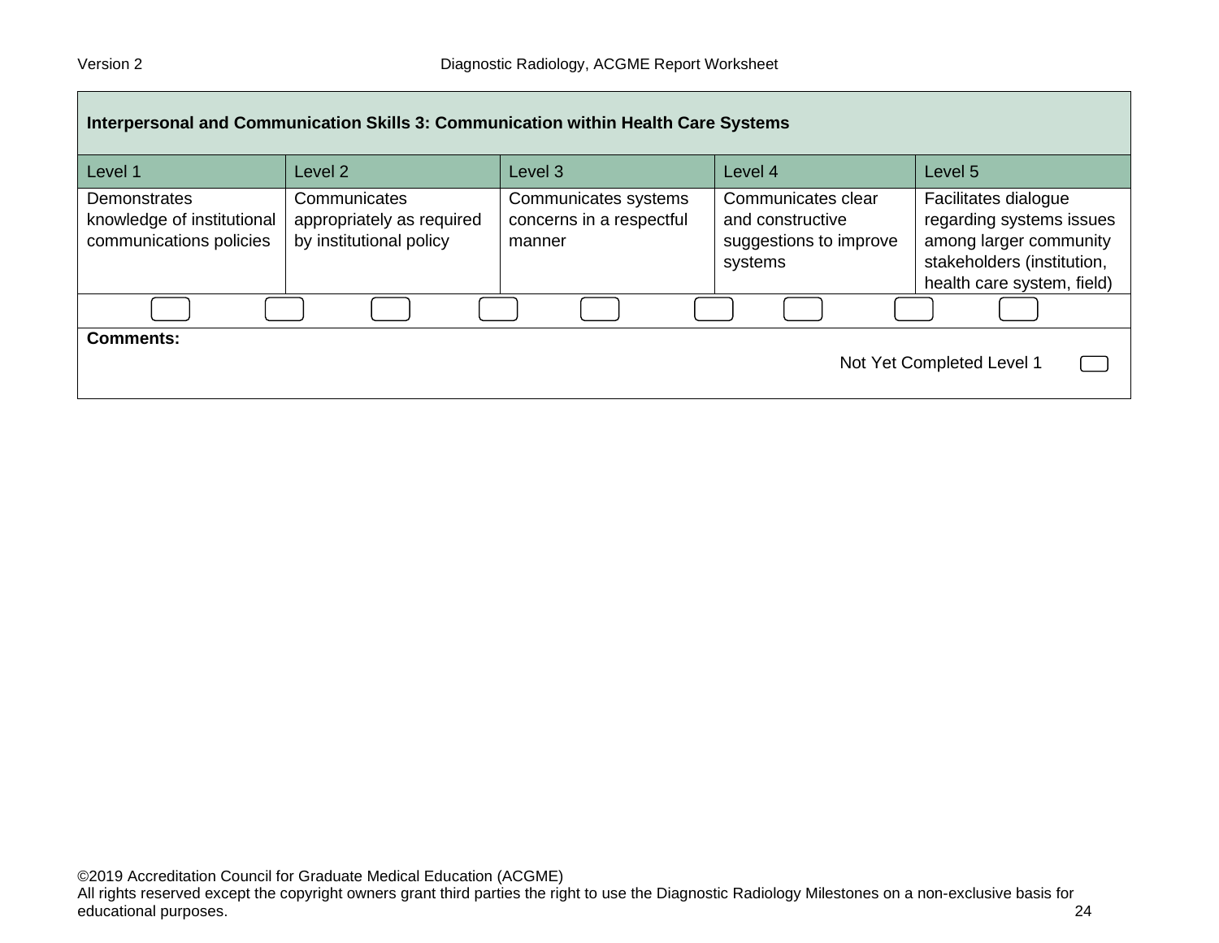| Interpersonal and Communication Skills 3: Communication within Health Care Systems | | | | |
|---|---|---|---|---|
| Level 1 | Level 2 | Level 3 | Level 4 | Level 5 |
| Demonstrates knowledge of institutional communications policies | Communicates appropriately as required by institutional policy | Communicates systems concerns in a respectful manner | Communicates clear and constructive suggestions to improve systems | Facilitates dialogue regarding systems issues among larger community stakeholders (institution, health care system, field) |

**Comments:**

Not Yet Completed Level 1